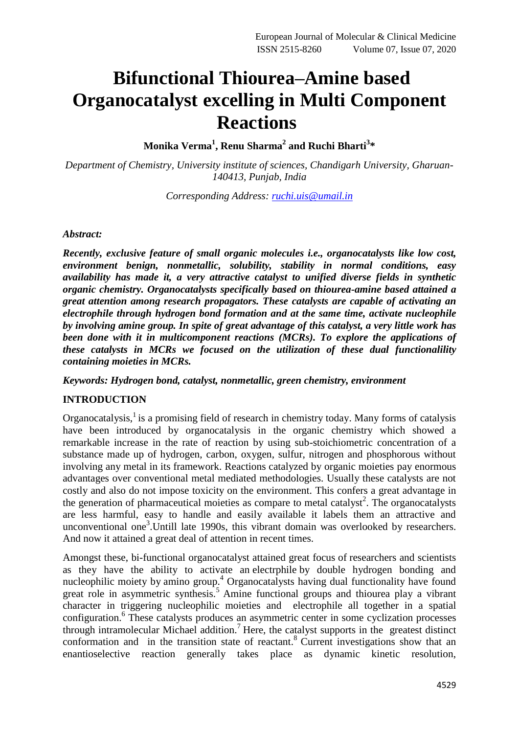# Bifunctional Thiourea–Amine based Organocatalyst excelling in Multi Component Reactions

**Monika Verma[1], Renu Sharma[2] and Ruchi Bharti[3]\***

*Department of Chemistry, University institute of sciences, Chandigarh University, Gharuan-140413, Punjab, India*

*Corresponding Address: ruchi.uis@umail.in*

***Abstract:***

***Recently, exclusive feature of small organic molecules i.e., organocatalysts like low cost, environment benign, nonmetallic, solubility, stability in normal conditions, easy availability has made it, a very attractive catalyst to unified diverse fields in synthetic organic chemistry. Organocatalysts specifically based on thiourea-amine based attained a great attention among research propagators. These catalysts are capable of activating an electrophile through hydrogen bond formation and at the same time, activate nucleophile by involving amine group. In spite of great advantage of this catalyst, a very little work has been done with it in multicomponent reactions (MCRs). To explore the applications of these catalysts in MCRs we focused on the utilization of these dual functionalility containing moieties in MCRs.***

***Keywords: Hydrogen bond, catalyst, nonmetallic, green chemistry, environment***

## INTRODUCTION

Organocatalysis,[1] is a promising field of research in chemistry today. Many forms of catalysis have been introduced by organocatalysis in the organic chemistry which showed a remarkable increase in the rate of reaction by using sub-stoichiometric concentration of a substance made up of hydrogen, carbon, oxygen, sulfur, nitrogen and phosphorous without involving any metal in its framework. Reactions catalyzed by organic moieties pay enormous advantages over conventional metal mediated methodologies. Usually these catalysts are not costly and also do not impose toxicity on the environment. This confers a great advantage in the generation of pharmaceutical moieties as compare to metal catalyst[2]. The organocatalysts are less harmful, easy to handle and easily available it labels them an attractive and unconventional one[3].Untill late 1990s, this vibrant domain was overlooked by researchers. And now it attained a great deal of attention in recent times.

Amongst these, bi-functional organocatalyst attained great focus of researchers and scientists as they have the ability to activate an electrphile by double hydrogen bonding and nucleophilic moiety by amino group.[4] Organocatalysts having dual functionality have found great role in asymmetric synthesis.[5] Amine functional groups and thiourea play a vibrant character in triggering nucleophilic moieties and electrophile all together in a spatial configuration.[6] These catalysts produces an asymmetric center in some cyclization processes through intramolecular Michael addition.[7] Here, the catalyst supports in the greatest distinct conformation and in the transition state of reactant.[8] Current investigations show that an enantioselective reaction generally takes place as dynamic kinetic resolution,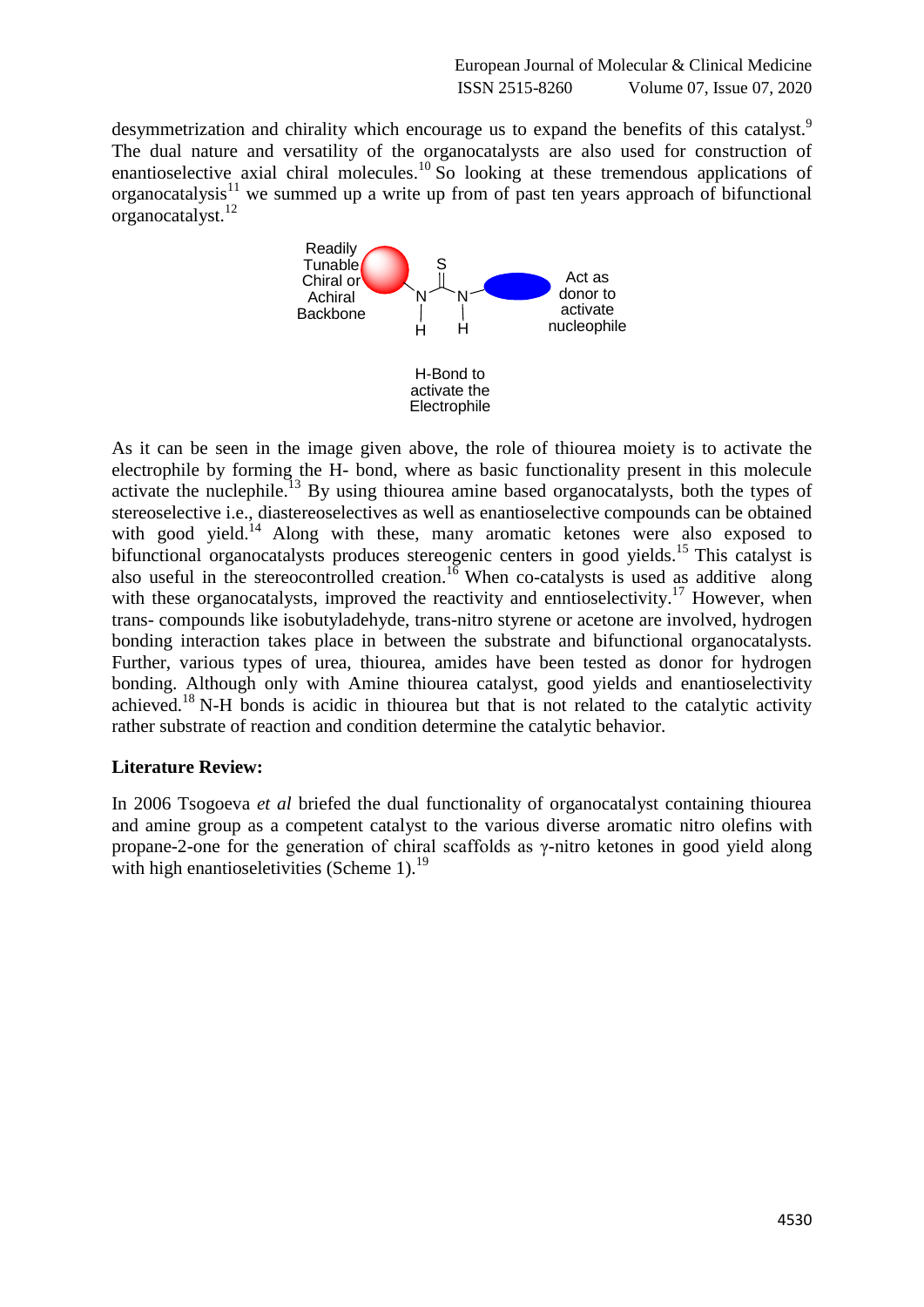desymmetrization and chirality which encourage us to expand the benefits of this catalyst.[9] The dual nature and versatility of the organocatalysts are also used for construction of enantioselective axial chiral molecules.[10] So looking at these tremendous applications of organocatalysis[11] we summed up a write up from of past ten years approach of bifunctional organocatalyst.[12]

Readily Tunable Chiral or Achiral Backbone

Act as donor to activate nucleophile

H-Bond to activate the Electrophile

As it can be seen in the image given above, the role of thiourea moiety is to activate the electrophile by forming the H- bond, where as basic functionality present in this molecule activate the nuclephile.[13] By using thiourea amine based organocatalysts, both the types of stereoselective i.e., diastereoselectives as well as enantioselective compounds can be obtained with good yield.[14] Along with these, many aromatic ketones were also exposed to bifunctional organocatalysts produces stereogenic centers in good yields.[15] This catalyst is also useful in the stereocontrolled creation.[16] When co-catalysts is used as additive along with these organocatalysts, improved the reactivity and enntioselectivity.[17] However, when trans- compounds like isobutyladehyde, trans-nitro styrene or acetone are involved, hydrogen bonding interaction takes place in between the substrate and bifunctional organocatalysts. Further, various types of urea, thiourea, amides have been tested as donor for hydrogen bonding. Although only with Amine thiourea catalyst, good yields and enantioselectivity achieved.[18] N-H bonds is acidic in thiourea but that is not related to the catalytic activity rather substrate of reaction and condition determine the catalytic behavior.

**Literature Review:**

In 2006 Tsogoeva *et al* briefed the dual functionality of organocatalyst containing thiourea and amine group as a competent catalyst to the various diverse aromatic nitro olefins with propane-2-one for the generation of chiral scaffolds as γ-nitro ketones in good yield along with high enantioseletivities (Scheme 1).[19]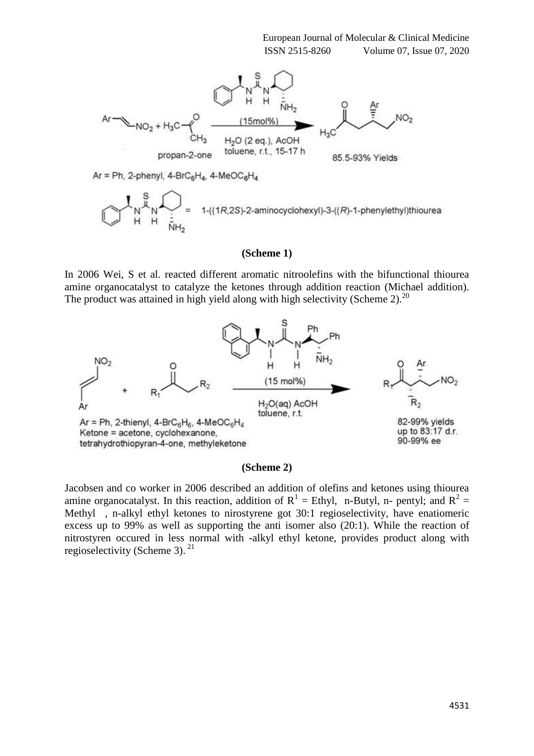Ar = Ph, 2-phenyl, 4-Br$C_6H_4$, 4-MeO$C_6H_4$

= 1-((1*R*,2*S*)-2-aminocyclohexyl)-3-((*R*)-1-phenylethyl)thiourea

**(Scheme 1)**

In 2006 Wei, S et al. reacted different aromatic nitroolefins with the bifunctional thiourea amine organocatalyst to catalyze the ketones through addition reaction (Michael addition). The product was attained in high yield along with high selectivity (Scheme 2).[20]

Ar = Ph, 2-thienyl, 4-Br$C_6H_6$, 4-MeO$C_6H_4$
Ketone = acetone, cyclohexanone, tetrahydrothiopyran-4-one, methyleketone

**(Scheme 2)**

Jacobsen and co worker in 2006 described an addition of olefins and ketones using thiourea amine organocatalyst. In this reaction, addition of $R^1$ = Ethyl, n-Butyl, n- pentyl; and $R^2$ = Methyl , n-alkyl ethyl ketones to nirostyrene got 30:1 regioselectivity, have enatiomeric excess up to 99% as well as supporting the anti isomer also (20:1). While the reaction of nitrostyren occured in less normal with -alkyl ethyl ketone, provides product along with regioselectivity (Scheme 3).[21]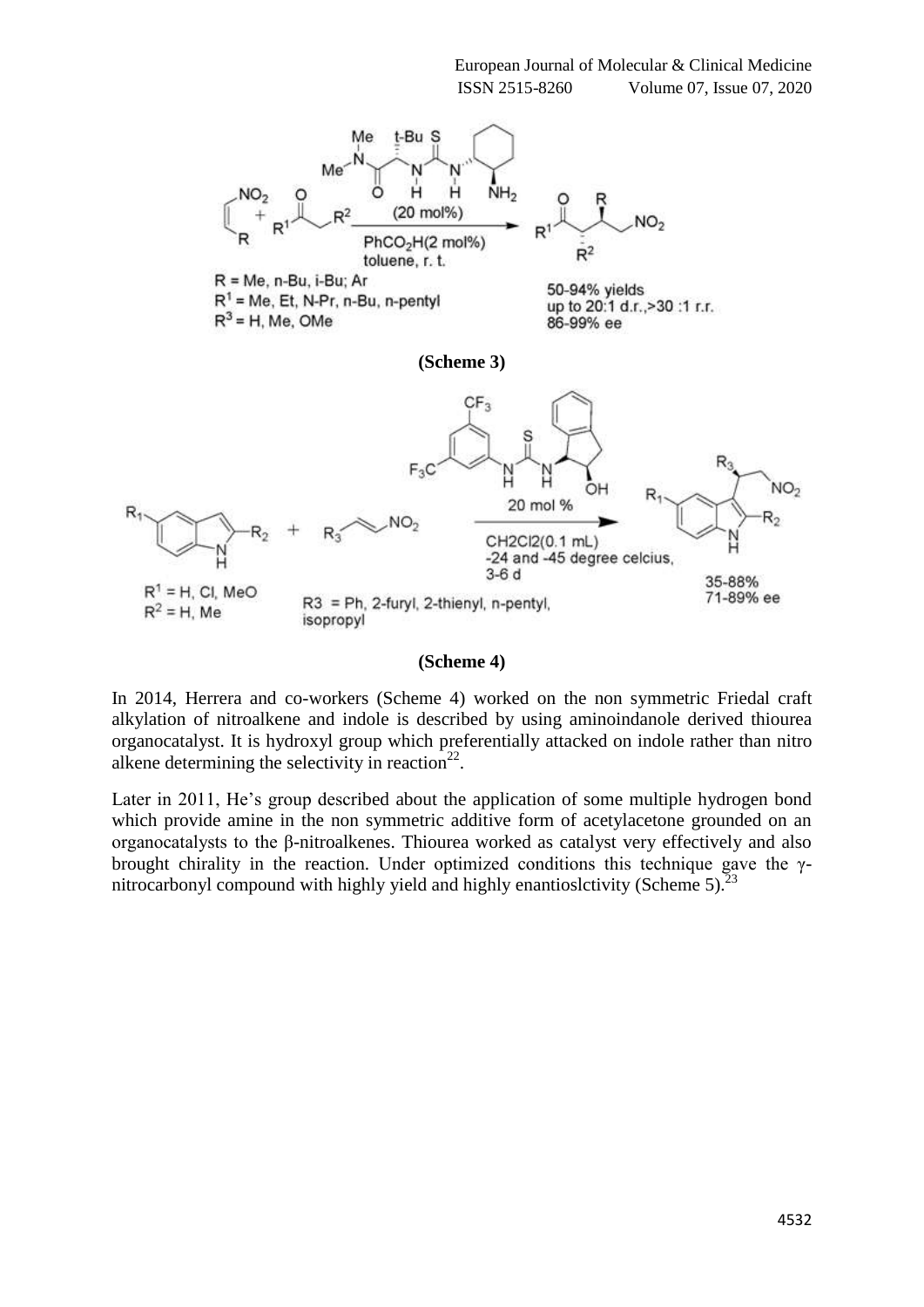**(Scheme 3)**

**(Scheme 4)**

In 2014, Herrera and co-workers (Scheme 4) worked on the non symmetric Friedal craft alkylation of nitroalkene and indole is described by using aminoindanole derived thiourea organocatalyst. It is hydroxyl group which preferentially attacked on indole rather than nitro alkene determining the selectivity in reaction[22].

Later in 2011, He's group described about the application of some multiple hydrogen bond which provide amine in the non symmetric additive form of acetylacetone grounded on an organocatalysts to the β-nitroalkenes. Thiourea worked as catalyst very effectively and also brought chirality in the reaction. Under optimized conditions this technique gave the γ-nitrocarbonyl compound with highly yield and highly enantioslctivity (Scheme 5).[23]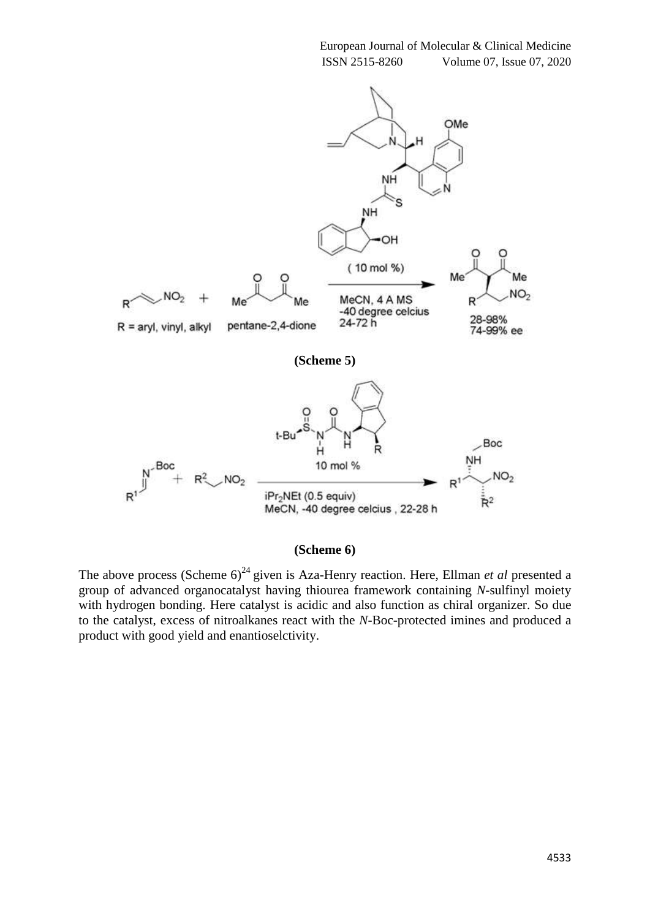(Scheme 5)

(Scheme 6)

The above process (Scheme 6)[24] given is Aza-Henry reaction. Here, Ellman *et al* presented a group of advanced organocatalyst having thiourea framework containing *N*-sulfinyl moiety with hydrogen bonding. Here catalyst is acidic and also function as chiral organizer. So due to the catalyst, excess of nitroalkanes react with the *N*-Boc-protected imines and produced a product with good yield and enantioselctivity.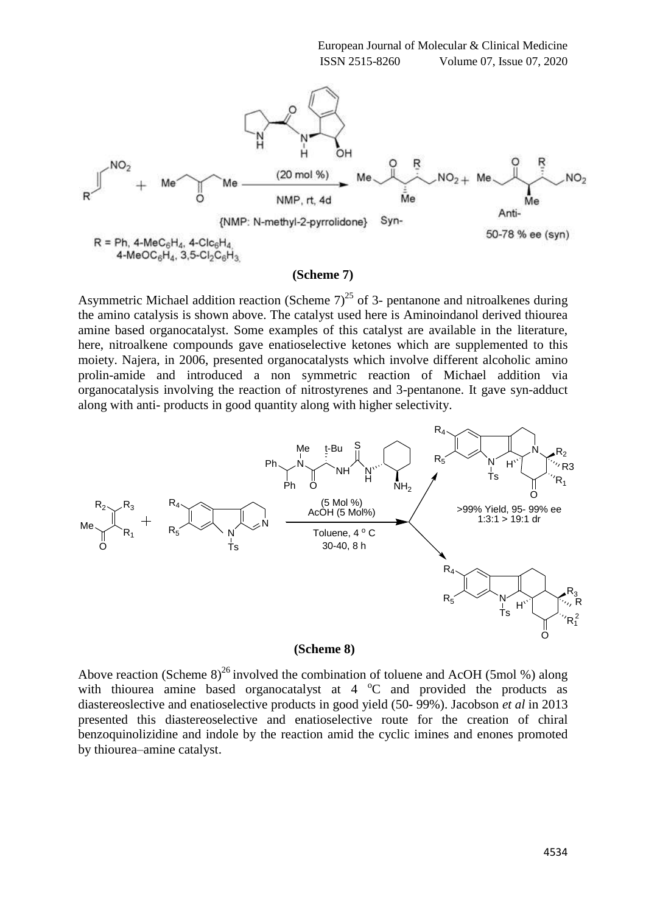**(Scheme 7)**

Asymmetric Michael addition reaction (Scheme 7)[25] of 3- pentanone and nitroalkenes during the amino catalysis is shown above. The catalyst used here is Aminoindanol derived thiourea amine based organocatalyst. Some examples of this catalyst are available in the literature, here, nitroalkene compounds gave enatioselective ketones which are supplemented to this moiety. Najera, in 2006, presented organocatalysts which involve different alcoholic amino prolin-amide and introduced a non symmetric reaction of Michael addition via organocatalysis involving the reaction of nitrostyrenes and 3-pentanone. It gave syn-adduct along with anti- products in good quantity along with higher selectivity.

**(Scheme 8)**

Above reaction (Scheme 8)[26] involved the combination of toluene and AcOH (5mol %) along with thiourea amine based organocatalyst at 4 °C and provided the products as diastereoslective and enatioselective products in good yield (50- 99%). Jacobson *et al* in 2013 presented this diastereoselective and enatioselective route for the creation of chiral benzoquinolizidine and indole by the reaction amid the cyclic imines and enones promoted by thiourea–amine catalyst.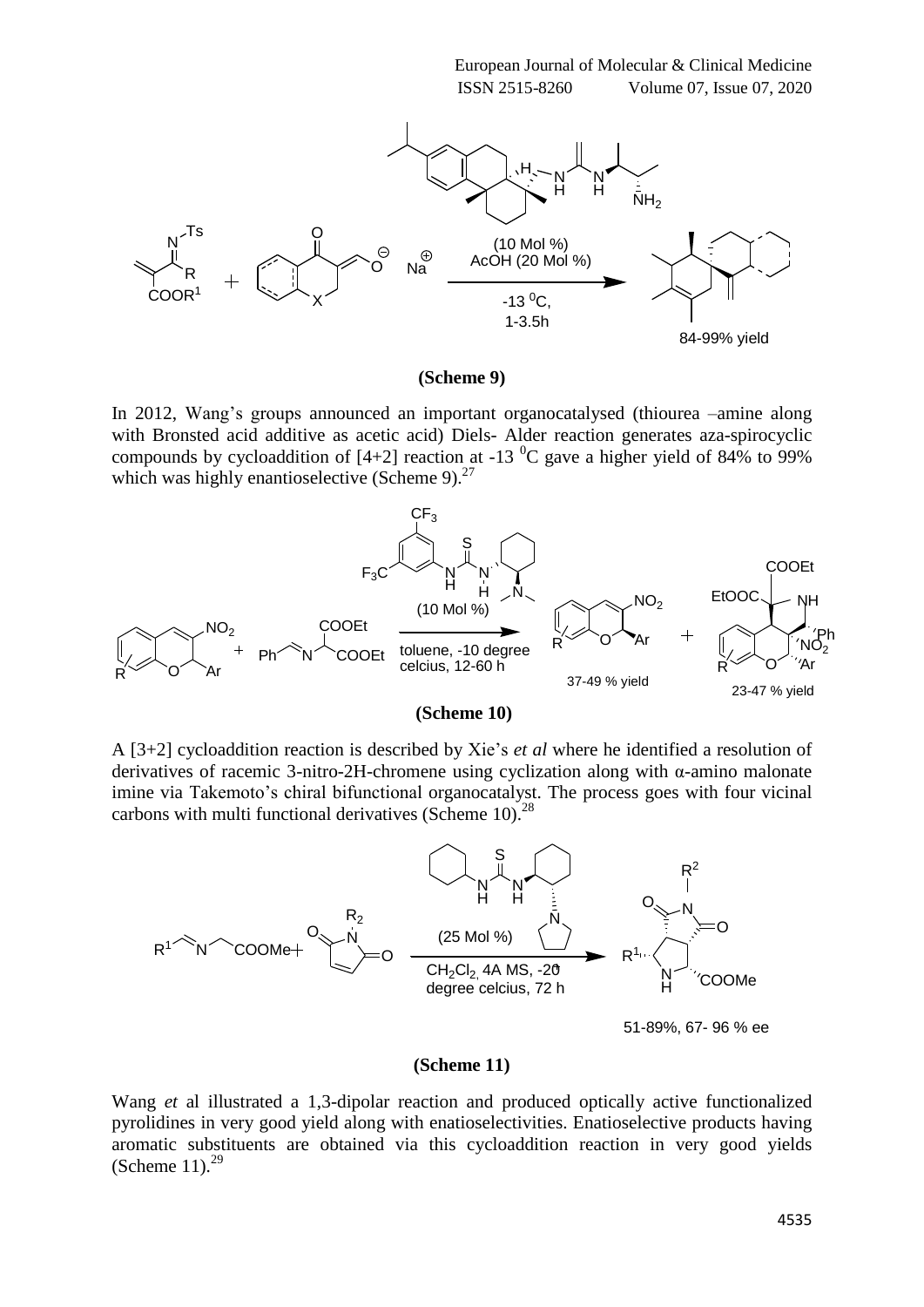**(Scheme 9)**

In 2012, Wang's groups announced an important organocatalysed (thiourea –amine along with Bronsted acid additive as acetic acid) Diels- Alder reaction generates aza-spirocyclic compounds by cycloaddition of [4+2] reaction at -13 $^{0}$C gave a higher yield of 84% to 99% which was highly enantioselective (Scheme 9).[27]

**(Scheme 10)**

A [3+2] cycloaddition reaction is described by Xie's *et al* where he identified a resolution of derivatives of racemic 3-nitro-2H-chromene using cyclization along with α-amino malonate imine via Takemoto's chiral bifunctional organocatalyst. The process goes with four vicinal carbons with multi functional derivatives (Scheme 10).[28]

**(Scheme 11)**

Wang *et* al illustrated a 1,3-dipolar reaction and produced optically active functionalized pyrolidines in very good yield along with enatioselectivities. Enatioselective products having aromatic substituents are obtained via this cycloaddition reaction in very good yields (Scheme 11).[29]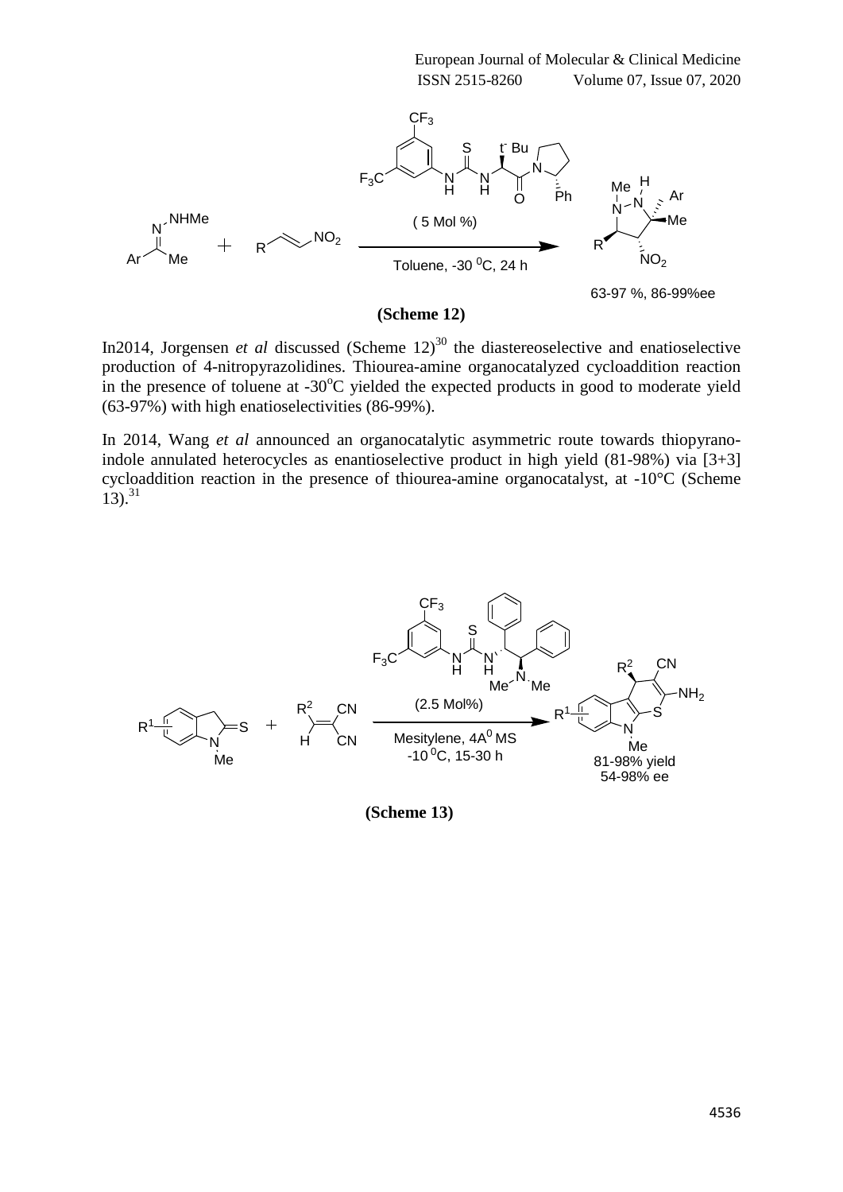**(Scheme 12)**

In2014, Jorgensen *et al* discussed (Scheme 12)[30] the diastereoselective and enatioselective production of 4-nitropyrazolidines. Thiourea-amine organocatalyzed cycloaddition reaction in the presence of toluene at -30°C yielded the expected products in good to moderate yield (63-97%) with high enatioselectivities (86-99%).

In 2014, Wang *et al* announced an organocatalytic asymmetric route towards thiopyrano-indole annulated heterocycles as enantioselective product in high yield (81-98%) via [3+3] cycloaddition reaction in the presence of thiourea-amine organocatalyst, at -10°C (Scheme 13).[31]

**(Scheme 13)**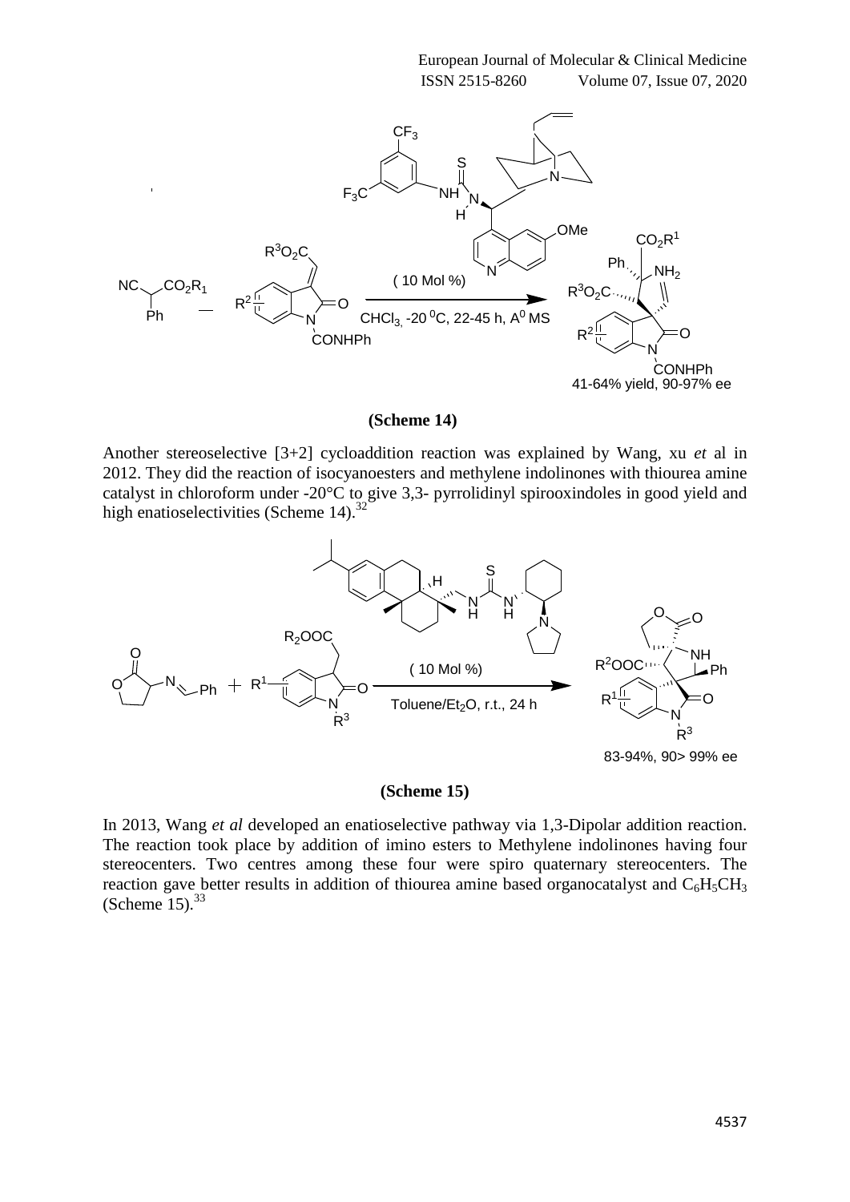**(Scheme 14)**

Another stereoselective [3+2] cycloaddition reaction was explained by Wang, xu *et* al in 2012. They did the reaction of isocyanoesters and methylene indolinones with thiourea amine catalyst in chloroform under -20°C to give 3,3- pyrrolidinyl spirooxindoles in good yield and high enatioselectivities (Scheme 14).[32]

**(Scheme 15)**

In 2013, Wang *et al* developed an enatioselective pathway via 1,3-Dipolar addition reaction. The reaction took place by addition of imino esters to Methylene indolinones having four stereocenters. Two centres among these four were spiro quaternary stereocenters. The reaction gave better results in addition of thiourea amine based organocatalyst and $C_6H_5CH_3$ (Scheme 15).[33]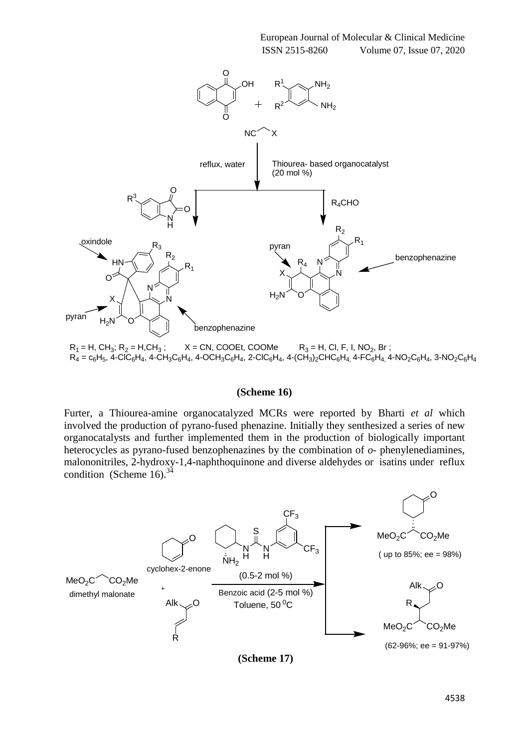$R_1$ = H, $CH_3$; $R_2$ = H,$CH_3$ ; X = CN, COOEt, COOMe $R_3$ = H, Cl, F, I, $NO_2$, Br ;
$R_4$ = $c_6H_5$, 4-Cl$C_6H_4$, 4-$CH_3C_6H_4$, 4-$OCH_3C_6H_4$, 2-Cl$C_6H_4$, 4-$(CH_3)_2CHC_6H_4$, 4-F$C_6H_4$, 4-$NO_2C_6H_4$, 3-$NO_2C_6H_4$

**(Scheme 16)**

Furter, a Thiourea-amine organocatalyzed MCRs were reported by Bharti *et al* which involved the production of pyrano-fused phenazine. Initially they senthesized a series of new organocatalysts and further implemented them in the production of biologically important heterocycles as pyrano-fused benzophenazines by the combination of *o*- phenylenediamines, malononitriles, 2-hydroxy-1,4-naphthoquinone and diverse aldehydes or isatins under reflux condition (Scheme 16).[34]

( up to 85%; ee = 98%)

(62-96%; ee = 91-97%)

**(Scheme 17)**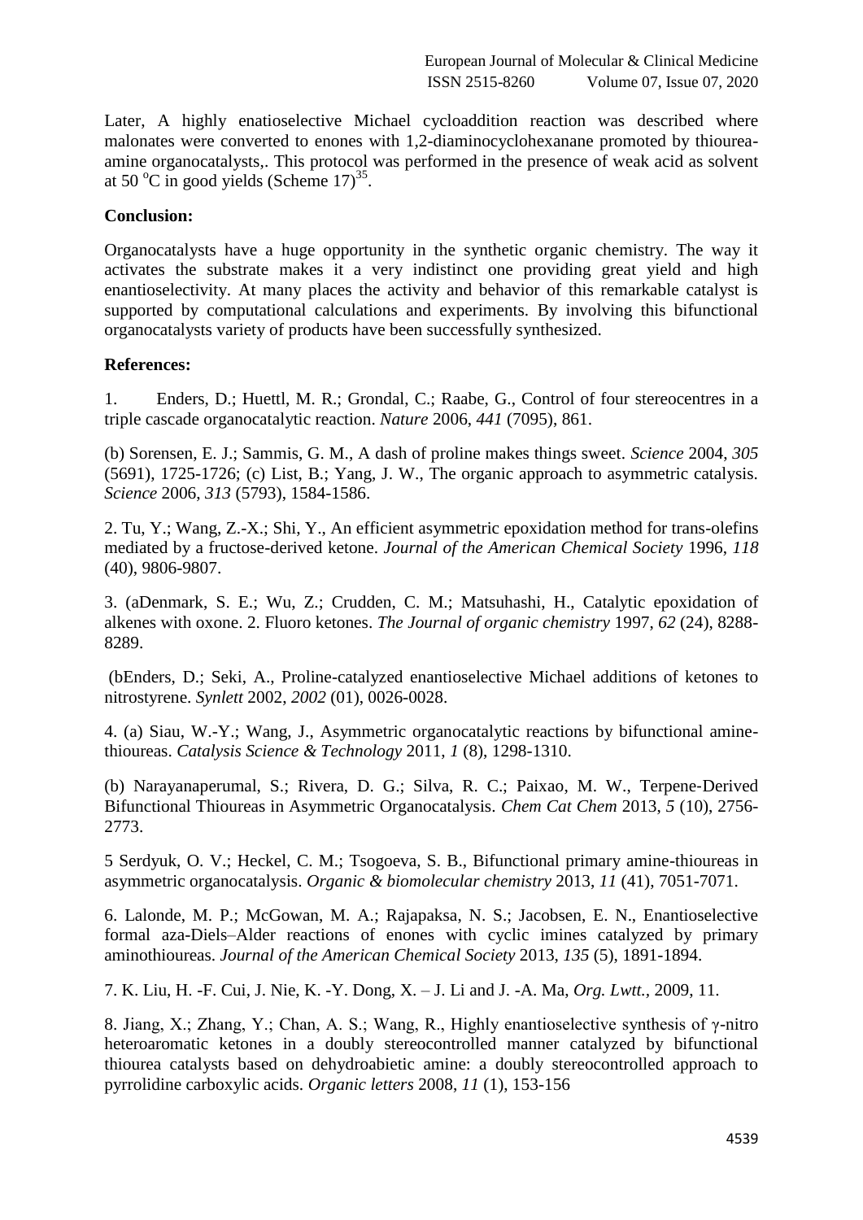Later, A highly enatioselective Michael cycloaddition reaction was described where malonates were converted to enones with 1,2-diaminocyclohexanane promoted by thiourea-amine organocatalysts,. This protocol was performed in the presence of weak acid as solvent at 50 $^{o}$C in good yields (Scheme 17)[35].

**Conclusion:**

Organocatalysts have a huge opportunity in the synthetic organic chemistry. The way it activates the substrate makes it a very indistinct one providing great yield and high enantioselectivity. At many places the activity and behavior of this remarkable catalyst is supported by computational calculations and experiments. By involving this bifunctional organocatalysts variety of products have been successfully synthesized.

**References:**

1. Enders, D.; Huettl, M. R.; Grondal, C.; Raabe, G., Control of four stereocentres in a triple cascade organocatalytic reaction. *Nature* 2006, *441* (7095), 861.

(b) Sorensen, E. J.; Sammis, G. M., A dash of proline makes things sweet. *Science* 2004, *305* (5691), 1725-1726; (c) List, B.; Yang, J. W., The organic approach to asymmetric catalysis. *Science* 2006, *313* (5793), 1584-1586.

2. Tu, Y.; Wang, Z.-X.; Shi, Y., An efficient asymmetric epoxidation method for trans-olefins mediated by a fructose-derived ketone. *Journal of the American Chemical Society* 1996, *118* (40), 9806-9807.

3. (aDenmark, S. E.; Wu, Z.; Crudden, C. M.; Matsuhashi, H., Catalytic epoxidation of alkenes with oxone. 2. Fluoro ketones. *The Journal of organic chemistry* 1997, *62* (24), 8288-8289.

(bEnders, D.; Seki, A., Proline-catalyzed enantioselective Michael additions of ketones to nitrostyrene. *Synlett* 2002, *2002* (01), 0026-0028.

4. (a) Siau, W.-Y.; Wang, J., Asymmetric organocatalytic reactions by bifunctional amine-thioureas. *Catalysis Science & Technology* 2011, *1* (8), 1298-1310.

(b) Narayanaperumal, S.; Rivera, D. G.; Silva, R. C.; Paixao, M. W., Terpene-Derived Bifunctional Thioureas in Asymmetric Organocatalysis. *Chem Cat Chem* 2013, *5* (10), 2756-2773.

5 Serdyuk, O. V.; Heckel, C. M.; Tsogoeva, S. B., Bifunctional primary amine-thioureas in asymmetric organocatalysis. *Organic & biomolecular chemistry* 2013, *11* (41), 7051-7071.

6. Lalonde, M. P.; McGowan, M. A.; Rajapaksa, N. S.; Jacobsen, E. N., Enantioselective formal aza-Diels–Alder reactions of enones with cyclic imines catalyzed by primary aminothioureas. *Journal of the American Chemical Society* 2013, *135* (5), 1891-1894.

7. K. Liu, H. -F. Cui, J. Nie, K. -Y. Dong, X. – J. Li and J. -A. Ma, *Org. Lwtt.*, 2009, 11.

8. Jiang, X.; Zhang, Y.; Chan, A. S.; Wang, R., Highly enantioselective synthesis of γ-nitro heteroaromatic ketones in a doubly stereocontrolled manner catalyzed by bifunctional thiourea catalysts based on dehydroabietic amine: a doubly stereocontrolled approach to pyrrolidine carboxylic acids. *Organic letters* 2008, *11* (1), 153-156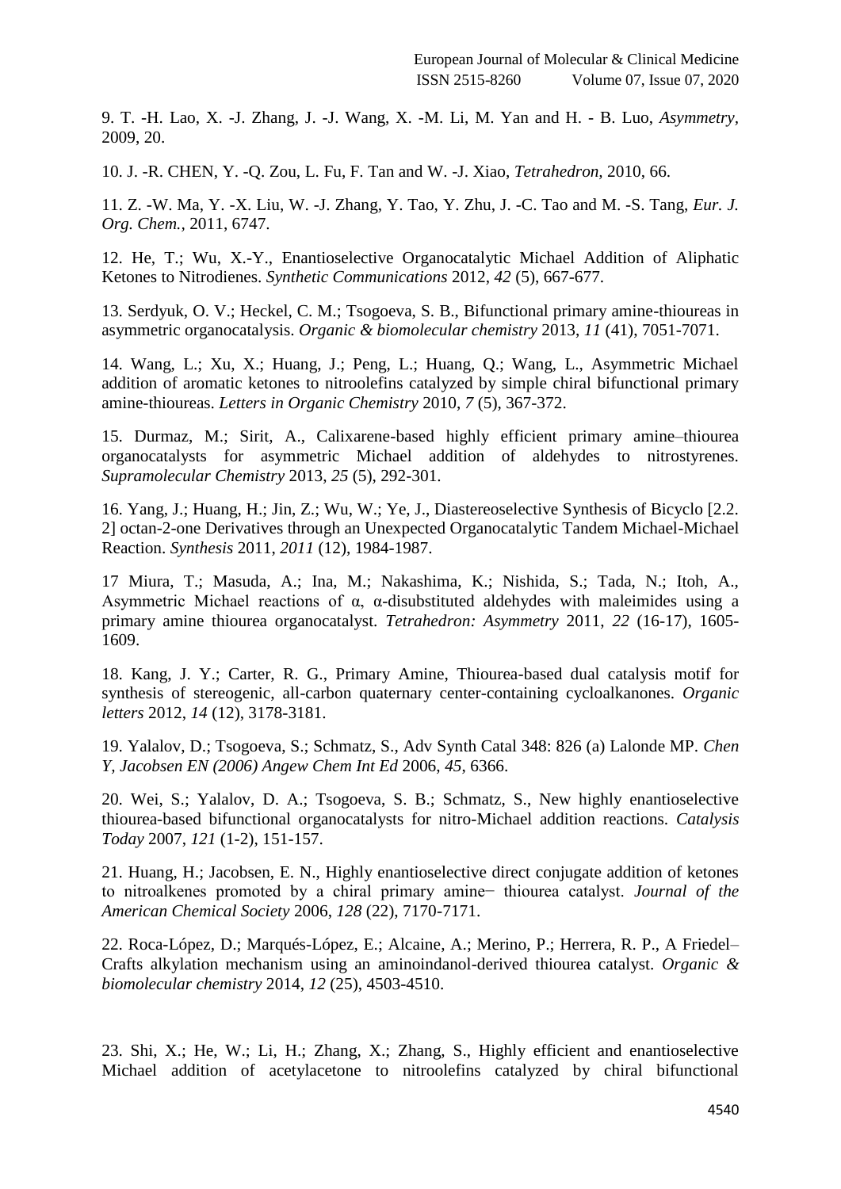9. T. -H. Lao, X. -J. Zhang, J. -J. Wang, X. -M. Li, M. Yan and H. - B. Luo, *Asymmetry*, 2009, 20.

10. J. -R. CHEN, Y. -Q. Zou, L. Fu, F. Tan and W. -J. Xiao, *Tetrahedron*, 2010, 66.

11. Z. -W. Ma, Y. -X. Liu, W. -J. Zhang, Y. Tao, Y. Zhu, J. -C. Tao and M. -S. Tang, *Eur. J. Org. Chem.*, 2011, 6747.

12. He, T.; Wu, X.-Y., Enantioselective Organocatalytic Michael Addition of Aliphatic Ketones to Nitrodienes. *Synthetic Communications* 2012, *42* (5), 667-677.

13. Serdyuk, O. V.; Heckel, C. M.; Tsogoeva, S. B., Bifunctional primary amine-thioureas in asymmetric organocatalysis. *Organic & biomolecular chemistry* 2013, *11* (41), 7051-7071.

14. Wang, L.; Xu, X.; Huang, J.; Peng, L.; Huang, Q.; Wang, L., Asymmetric Michael addition of aromatic ketones to nitroolefins catalyzed by simple chiral bifunctional primary amine-thioureas. *Letters in Organic Chemistry* 2010, *7* (5), 367-372.

15. Durmaz, M.; Sirit, A., Calixarene-based highly efficient primary amine–thiourea organocatalysts for asymmetric Michael addition of aldehydes to nitrostyrenes. *Supramolecular Chemistry* 2013, *25* (5), 292-301.

16. Yang, J.; Huang, H.; Jin, Z.; Wu, W.; Ye, J., Diastereoselective Synthesis of Bicyclo [2.2. 2] octan-2-one Derivatives through an Unexpected Organocatalytic Tandem Michael-Michael Reaction. *Synthesis* 2011, *2011* (12), 1984-1987.

17 Miura, T.; Masuda, A.; Ina, M.; Nakashima, K.; Nishida, S.; Tada, N.; Itoh, A., Asymmetric Michael reactions of α, α-disubstituted aldehydes with maleimides using a primary amine thiourea organocatalyst. *Tetrahedron: Asymmetry* 2011, *22* (16-17), 1605-1609.

18. Kang, J. Y.; Carter, R. G., Primary Amine, Thiourea-based dual catalysis motif for synthesis of stereogenic, all-carbon quaternary center-containing cycloalkanones. *Organic letters* 2012, *14* (12), 3178-3181.

19. Yalalov, D.; Tsogoeva, S.; Schmatz, S., Adv Synth Catal 348: 826 (a) Lalonde MP. *Chen Y, Jacobsen EN (2006) Angew Chem Int Ed* 2006, *45*, 6366.

20. Wei, S.; Yalalov, D. A.; Tsogoeva, S. B.; Schmatz, S., New highly enantioselective thiourea-based bifunctional organocatalysts for nitro-Michael addition reactions. *Catalysis Today* 2007, *121* (1-2), 151-157.

21. Huang, H.; Jacobsen, E. N., Highly enantioselective direct conjugate addition of ketones to nitroalkenes promoted by a chiral primary amine− thiourea catalyst. *Journal of the American Chemical Society* 2006, *128* (22), 7170-7171.

22. Roca-López, D.; Marqués-López, E.; Alcaine, A.; Merino, P.; Herrera, R. P., A Friedel–Crafts alkylation mechanism using an aminoindanol-derived thiourea catalyst. *Organic & biomolecular chemistry* 2014, *12* (25), 4503-4510.

23. Shi, X.; He, W.; Li, H.; Zhang, X.; Zhang, S., Highly efficient and enantioselective Michael addition of acetylacetone to nitroolefins catalyzed by chiral bifunctional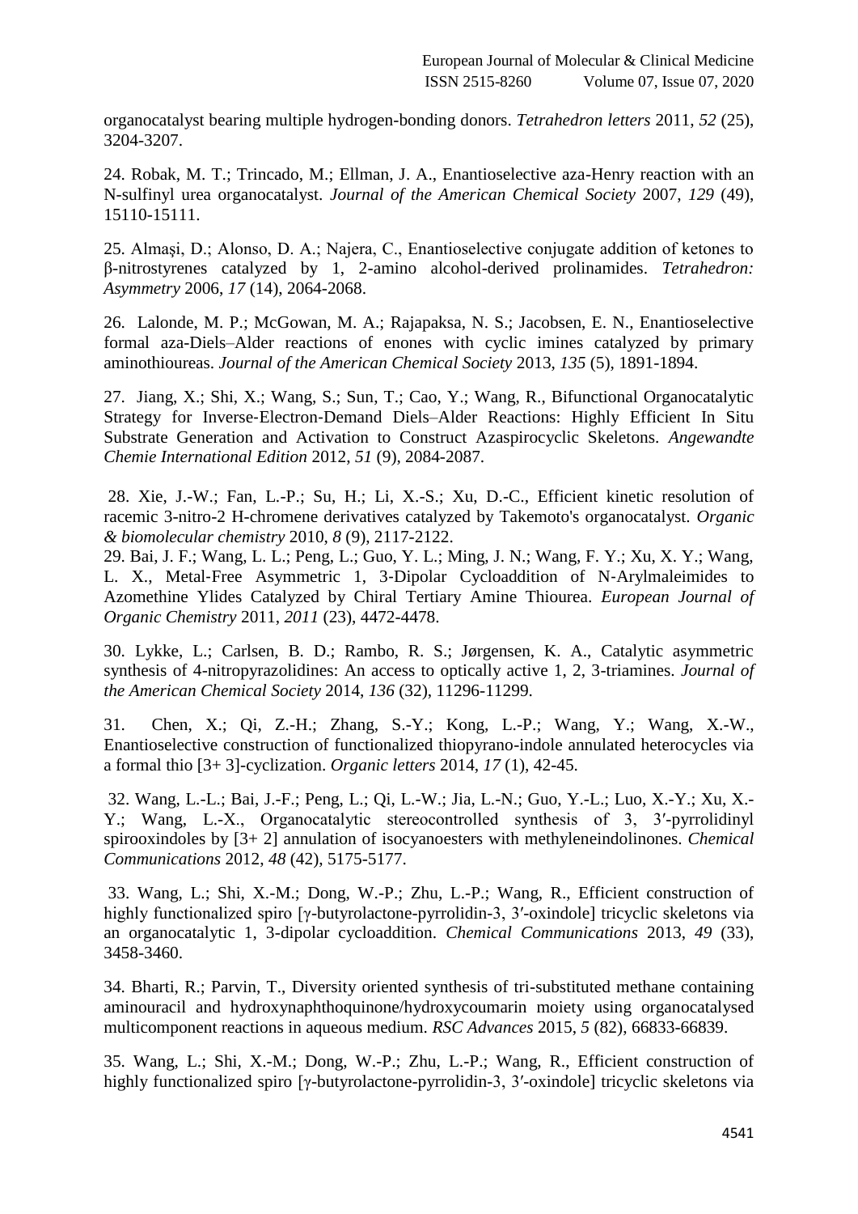organocatalyst bearing multiple hydrogen-bonding donors. *Tetrahedron letters* 2011, *52* (25), 3204-3207.

24. Robak, M. T.; Trincado, M.; Ellman, J. A., Enantioselective aza-Henry reaction with an N-sulfinyl urea organocatalyst. *Journal of the American Chemical Society* 2007, *129* (49), 15110-15111.

25. Almaşi, D.; Alonso, D. A.; Najera, C., Enantioselective conjugate addition of ketones to β-nitrostyrenes catalyzed by 1, 2-amino alcohol-derived prolinamides. *Tetrahedron: Asymmetry* 2006, *17* (14), 2064-2068.

26. Lalonde, M. P.; McGowan, M. A.; Rajapaksa, N. S.; Jacobsen, E. N., Enantioselective formal aza-Diels–Alder reactions of enones with cyclic imines catalyzed by primary aminothioureas. *Journal of the American Chemical Society* 2013, *135* (5), 1891-1894.

27. Jiang, X.; Shi, X.; Wang, S.; Sun, T.; Cao, Y.; Wang, R., Bifunctional Organocatalytic Strategy for Inverse‐Electron‐Demand Diels–Alder Reactions: Highly Efficient In Situ Substrate Generation and Activation to Construct Azaspirocyclic Skeletons. *Angewandte Chemie International Edition* 2012, *51* (9), 2084-2087.

28. Xie, J.-W.; Fan, L.-P.; Su, H.; Li, X.-S.; Xu, D.-C., Efficient kinetic resolution of racemic 3-nitro-2 H-chromene derivatives catalyzed by Takemoto's organocatalyst. *Organic & biomolecular chemistry* 2010, *8* (9), 2117-2122.

29. Bai, J. F.; Wang, L. L.; Peng, L.; Guo, Y. L.; Ming, J. N.; Wang, F. Y.; Xu, X. Y.; Wang, L. X., Metal‐Free Asymmetric 1, 3‐Dipolar Cycloaddition of N‐Arylmaleimides to Azomethine Ylides Catalyzed by Chiral Tertiary Amine Thiourea. *European Journal of Organic Chemistry* 2011, *2011* (23), 4472-4478.

30. Lykke, L.; Carlsen, B. D.; Rambo, R. S.; Jørgensen, K. A., Catalytic asymmetric synthesis of 4-nitropyrazolidines: An access to optically active 1, 2, 3-triamines. *Journal of the American Chemical Society* 2014, *136* (32), 11296-11299.

31. Chen, X.; Qi, Z.-H.; Zhang, S.-Y.; Kong, L.-P.; Wang, Y.; Wang, X.-W., Enantioselective construction of functionalized thiopyrano-indole annulated heterocycles via a formal thio [3+ 3]-cyclization. *Organic letters* 2014, *17* (1), 42-45.

32. Wang, L.-L.; Bai, J.-F.; Peng, L.; Qi, L.-W.; Jia, L.-N.; Guo, Y.-L.; Luo, X.-Y.; Xu, X.-Y.; Wang, L.-X., Organocatalytic stereocontrolled synthesis of 3, 3′-pyrrolidinyl spirooxindoles by [3+ 2] annulation of isocyanoesters with methyleneindolinones. *Chemical Communications* 2012, *48* (42), 5175-5177.

33. Wang, L.; Shi, X.-M.; Dong, W.-P.; Zhu, L.-P.; Wang, R., Efficient construction of highly functionalized spiro [γ-butyrolactone-pyrrolidin-3, 3′-oxindole] tricyclic skeletons via an organocatalytic 1, 3-dipolar cycloaddition. *Chemical Communications* 2013, *49* (33), 3458-3460.

34. Bharti, R.; Parvin, T., Diversity oriented synthesis of tri-substituted methane containing aminouracil and hydroxynaphthoquinone/hydroxycoumarin moiety using organocatalysed multicomponent reactions in aqueous medium. *RSC Advances* 2015, *5* (82), 66833-66839.

35. Wang, L.; Shi, X.-M.; Dong, W.-P.; Zhu, L.-P.; Wang, R., Efficient construction of highly functionalized spiro [γ-butyrolactone-pyrrolidin-3, 3′-oxindole] tricyclic skeletons via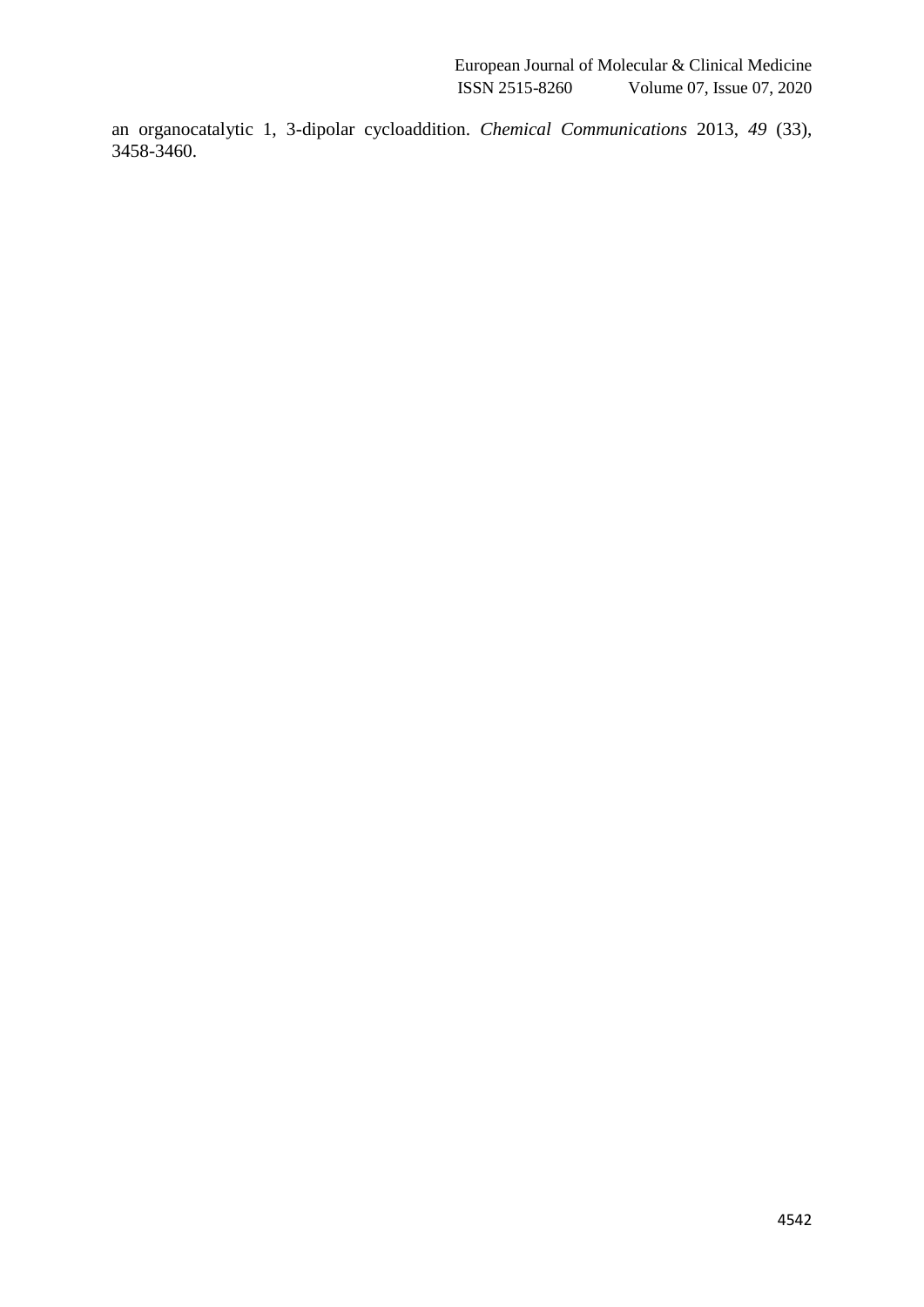an organocatalytic 1, 3-dipolar cycloaddition. *Chemical Communications* 2013, *49* (33), 3458-3460.